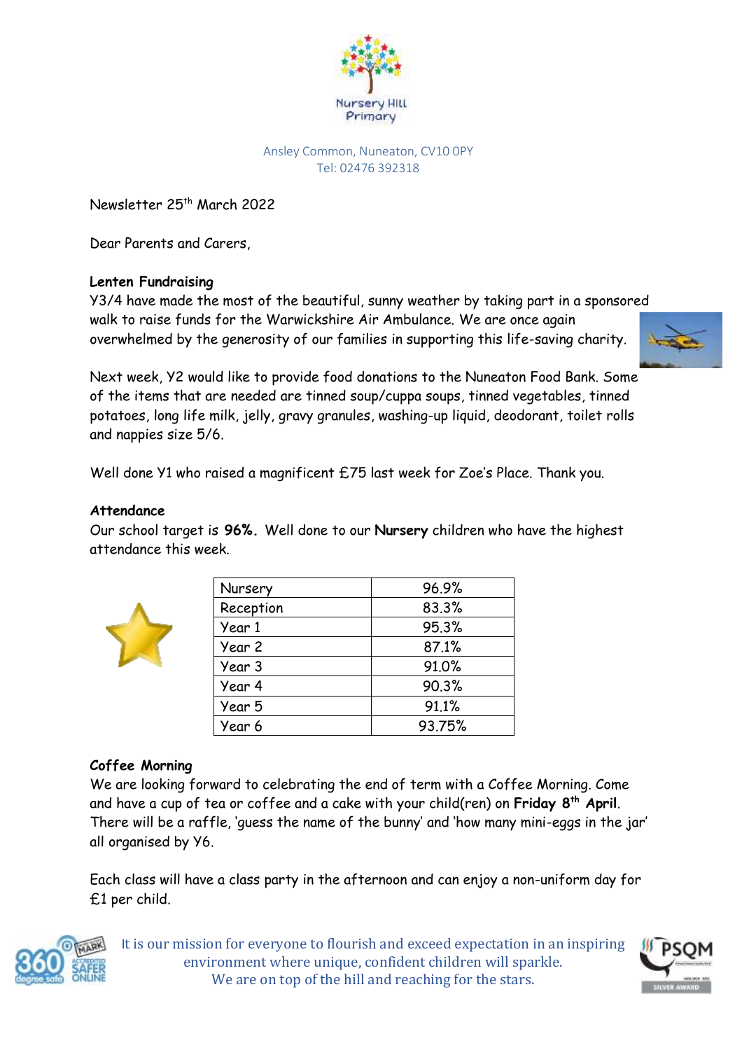Nursery Hill Primary

Ansley Common, Nuneaton, CV10 0PY
Tel: 02476 392318

Newsletter 25th March 2022

Dear Parents and Carers,

**Lenten Fundraising**

Y3/4 have made the most of the beautiful, sunny weather by taking part in a sponsored walk to raise funds for the Warwickshire Air Ambulance. We are once again overwhelmed by the generosity of our families in supporting this life-saving charity.

Next week, Y2 would like to provide food donations to the Nuneaton Food Bank. Some of the items that are needed are tinned soup/cuppa soups, tinned vegetables, tinned potatoes, long life milk, jelly, gravy granules, washing-up liquid, deodorant, toilet rolls and nappies size 5/6.

Well done Y1 who raised a magnificent £75 last week for Zoe's Place. Thank you.

**Attendance**

Our school target is **96%.** Well done to our **Nursery** children who have the highest attendance this week.

| Nursery | 96.9% |
|---|---|
| Reception | 83.3% |
| Year 1 | 95.3% |
| Year 2 | 87.1% |
| Year 3 | 91.0% |
| Year 4 | 90.3% |
| Year 5 | 91.1% |
| Year 6 | 93.75% |

**Coffee Morning**

We are looking forward to celebrating the end of term with a Coffee Morning. Come and have a cup of tea or coffee and a cake with your child(ren) on **Friday 8th April**. There will be a raffle, 'guess the name of the bunny' and 'how many mini-eggs in the jar' all organised by Y6.

Each class will have a class party in the afternoon and can enjoy a non-uniform day for £1 per child.

It is our mission for everyone to flourish and exceed expectation in an inspiring environment where unique, confident children will sparkle.
We are on top of the hill and reaching for the stars.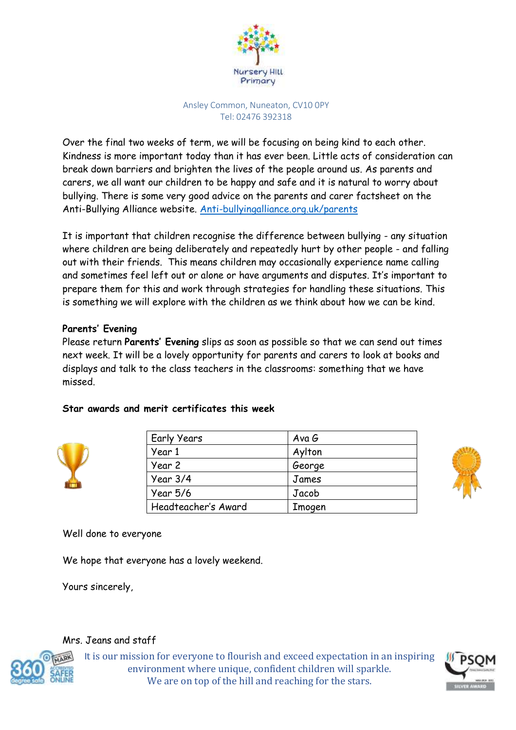Nursery Hill Primary

Ansley Common, Nuneaton, CV10 0PY
Tel: 02476 392318

Over the final two weeks of term, we will be focusing on being kind to each other. Kindness is more important today than it has ever been. Little acts of consideration can break down barriers and brighten the lives of the people around us. As parents and carers, we all want our children to be happy and safe and it is natural to worry about bullying. There is some very good advice on the parents and carer factsheet on the Anti-Bullying Alliance website. [Anti-bullyingalliance.org.uk/parents](Anti-bullyingalliance.org.uk/parents)

It is important that children recognise the difference between bullying - any situation where children are being deliberately and repeatedly hurt by other people - and falling out with their friends. This means children may occasionally experience name calling and sometimes feel left out or alone or have arguments and disputes. It's important to prepare them for this and work through strategies for handling these situations. This is something we will explore with the children as we think about how we can be kind.

**Parents' Evening**

Please return **Parents' Evening** slips as soon as possible so that we can send out times next week. It will be a lovely opportunity for parents and carers to look at books and displays and talk to the class teachers in the classrooms: something that we have missed.

**Star awards and merit certificates this week**

| | |
|---|---|
| Early Years | Ava G |
| Year 1 | Aylton |
| Year 2 | George |
| Year 3/4 | James |
| Year 5/6 | Jacob |
| Headteacher's Award | Imogen |

Well done to everyone

We hope that everyone has a lovely weekend.

Yours sincerely,

Mrs. Jeans and staff

It is our mission for everyone to flourish and exceed expectation in an inspiring environment where unique, confident children will sparkle.
We are on top of the hill and reaching for the stars.